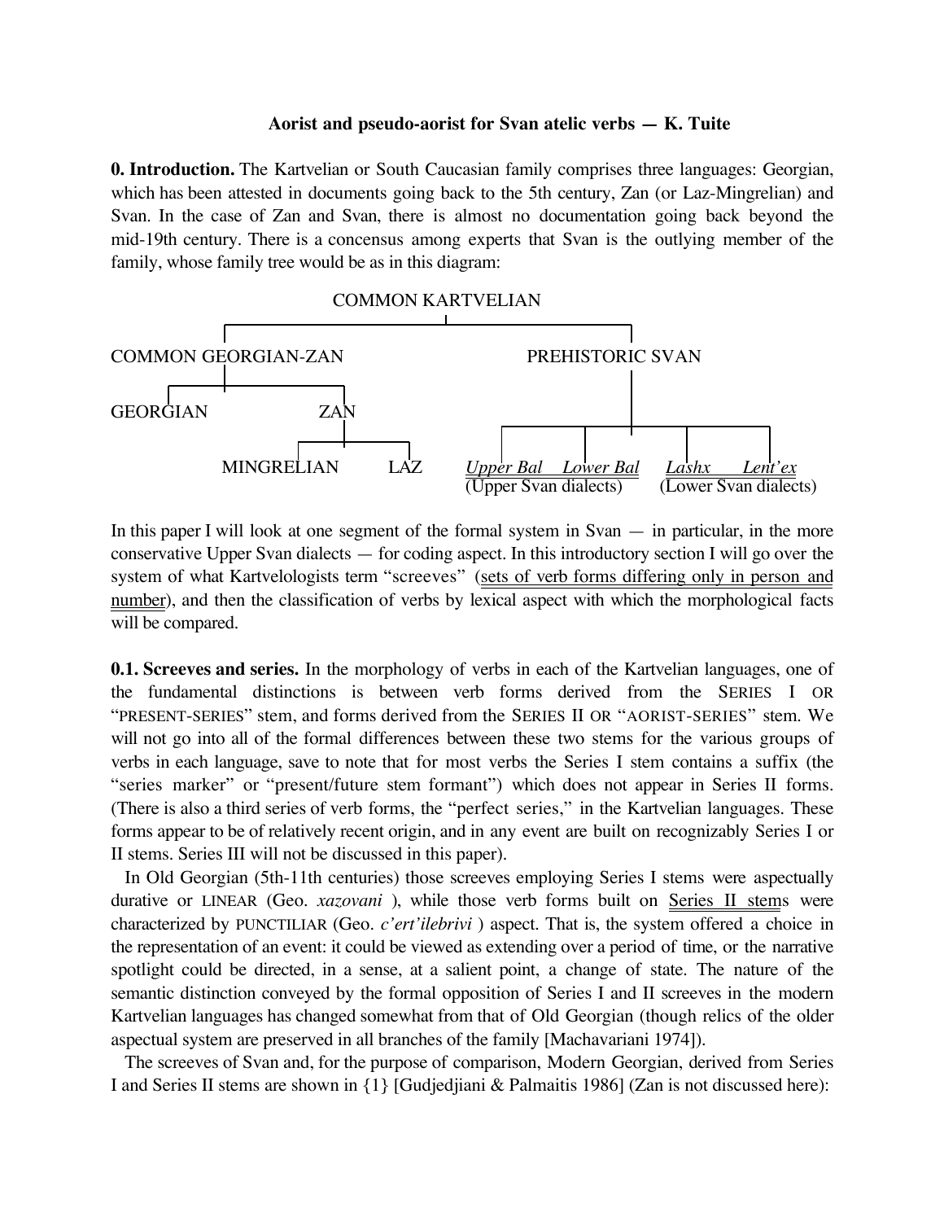**Aorist and pseudo-aorist for Svan atelic verbs — K. Tuite**

**0. Introduction.** The Kartvelian or South Caucasian family comprises three languages: Georgian, which has been attested in documents going back to the 5th century, Zan (or Laz-Mingrelian) and Svan. In the case of Zan and Svan, there is almost no documentation going back beyond the mid-19th century. There is a concensus among experts that Svan is the outlying member of the family, whose family tree would be as in this diagram:

```
                                COMMON KARTVELIAN
                 ┌──────────────────────┴──────────────────────┐
      COMMON GEORGIAN-ZAN                               PREHISTORIC SVAN
        ┌────────┴────────┐                                    │
    GEORGIAN             ZAN                 ┌───────────┬─────┴─────┬───────────┐
                   ┌──────┴──────┐      Upper Bal   Lower Bal    Lashx       Lent'ex
              MINGRELIAN        LAZ     (Upper Svan dialects)    (Lower Svan dialects)
```

In this paper I will look at one segment of the formal system in Svan — in particular, in the more conservative Upper Svan dialects — for coding aspect. In this introductory section I will go over the system of what Kartvelologists term "screeves" (sets of verb forms differing only in person and number), and then the classification of verbs by lexical aspect with which the morphological facts will be compared.

**0.1. Screeves and series.** In the morphology of verbs in each of the Kartvelian languages, one of the fundamental distinctions is between verb forms derived from the SERIES I OR "PRESENT-SERIES" stem, and forms derived from the SERIES II OR "AORIST-SERIES" stem. We will not go into all of the formal differences between these two stems for the various groups of verbs in each language, save to note that for most verbs the Series I stem contains a suffix (the "series marker" or "present/future stem formant") which does not appear in Series II forms. (There is also a third series of verb forms, the "perfect series," in the Kartvelian languages. These forms appear to be of relatively recent origin, and in any event are built on recognizably Series I or II stems. Series III will not be discussed in this paper).

In Old Georgian (5th-11th centuries) those screeves employing Series I stems were aspectually durative or LINEAR (Geo. *xazovani* ), while those verb forms built on Series II stems were characterized by PUNCTILIAR (Geo. *c'ert'ilebrivi* ) aspect. That is, the system offered a choice in the representation of an event: it could be viewed as extending over a period of time, or the narrative spotlight could be directed, in a sense, at a salient point, a change of state. The nature of the semantic distinction conveyed by the formal opposition of Series I and II screeves in the modern Kartvelian languages has changed somewhat from that of Old Georgian (though relics of the older aspectual system are preserved in all branches of the family [Machavariani 1974]).

The screeves of Svan and, for the purpose of comparison, Modern Georgian, derived from Series I and Series II stems are shown in {1} [Gudjedjiani & Palmaitis 1986] (Zan is not discussed here):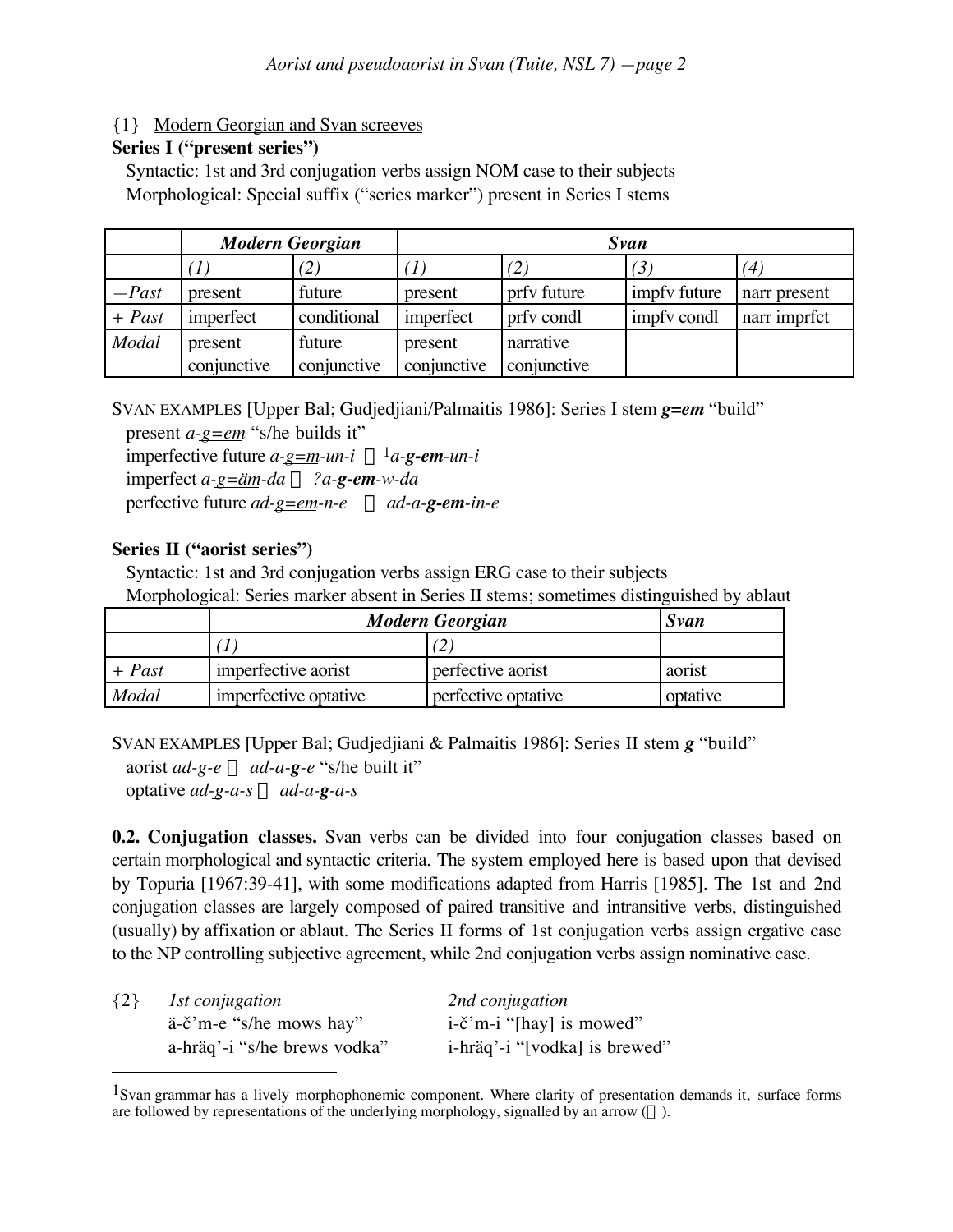{1} <u>Modern Georgian and Svan screeves</u>

**Series I ("present series")**

Syntactic: 1st and 3rd conjugation verbs assign NOM case to their subjects

Morphological: Special suffix ("series marker") present in Series I stems

| | ***Modern Georgian*** | | ***Svan*** | | | |
|---|---|---|---|---|---|---|
| | *(1)* | *(2)* | *(1)* | *(2)* | *(3)* | *(4)* |
| *—Past* | present | future | present | prfv future | impfv future | narr present |
| *+ Past* | imperfect | conditional | imperfect | prfv condl | impfv condl | narr imprfct |
| *Modal* | present conjunctive | future conjunctive | present conjunctive | narrative conjunctive | | |

SVAN EXAMPLES [Upper Bal; Gudjedjiani/Palmaitis 1986]: Series I stem ***g=em*** "build"

present *a-<u>g=em</u>* "s/he builds it"

imperfective future *a-<u>g=m</u>-un-i* ← [1]*a-**g-em**-un-i*

imperfect *a-<u>g=äm</u>-da* ← *?a-**g-em**-w-da*

perfective future *ad-<u>g=em</u>-n-e* ← *ad-a-**g-em**-in-e*

**Series II ("aorist series")**

Syntactic: 1st and 3rd conjugation verbs assign ERG case to their subjects

Morphological: Series marker absent in Series II stems; sometimes distinguished by ablaut

| | ***Modern Georgian*** | | ***Svan*** |
|---|---|---|---|
| | *(1)* | *(2)* | |
| *+ Past* | imperfective aorist | perfective aorist | aorist |
| *Modal* | imperfective optative | perfective optative | optative |

SVAN EXAMPLES [Upper Bal; Gudjedjiani & Palmaitis 1986]: Series II stem ***g*** "build"

aorist *ad-g-e* ← *ad-a-**g**-e* "s/he built it"

optative *ad-<u>g</u>-a-s* ← *ad-a-**g**-a-s*

**0.2. Conjugation classes.** Svan verbs can be divided into four conjugation classes based on certain morphological and syntactic criteria. The system employed here is based upon that devised by Topuria [1967:39-41], with some modifications adapted from Harris [1985]. The 1st and 2nd conjugation classes are largely composed of paired transitive and intransitive verbs, distinguished (usually) by affixation or ablaut. The Series II forms of 1st conjugation verbs assign ergative case to the NP controlling subjective agreement, while 2nd conjugation verbs assign nominative case.

{2}

| *1st conjugation* | *2nd conjugation* |
|---|---|
| ä-č'm-e "s/he mows hay" | i-č'm-i "[hay] is mowed" |
| a-hräq'-i "s/he brews vodka" | i-hräq'-i "[vodka] is brewed" |

---

[1] Svan grammar has a lively morphophonemic component. Where clarity of presentation demands it, surface forms are followed by representations of the underlying morphology, signalled by an arrow (←).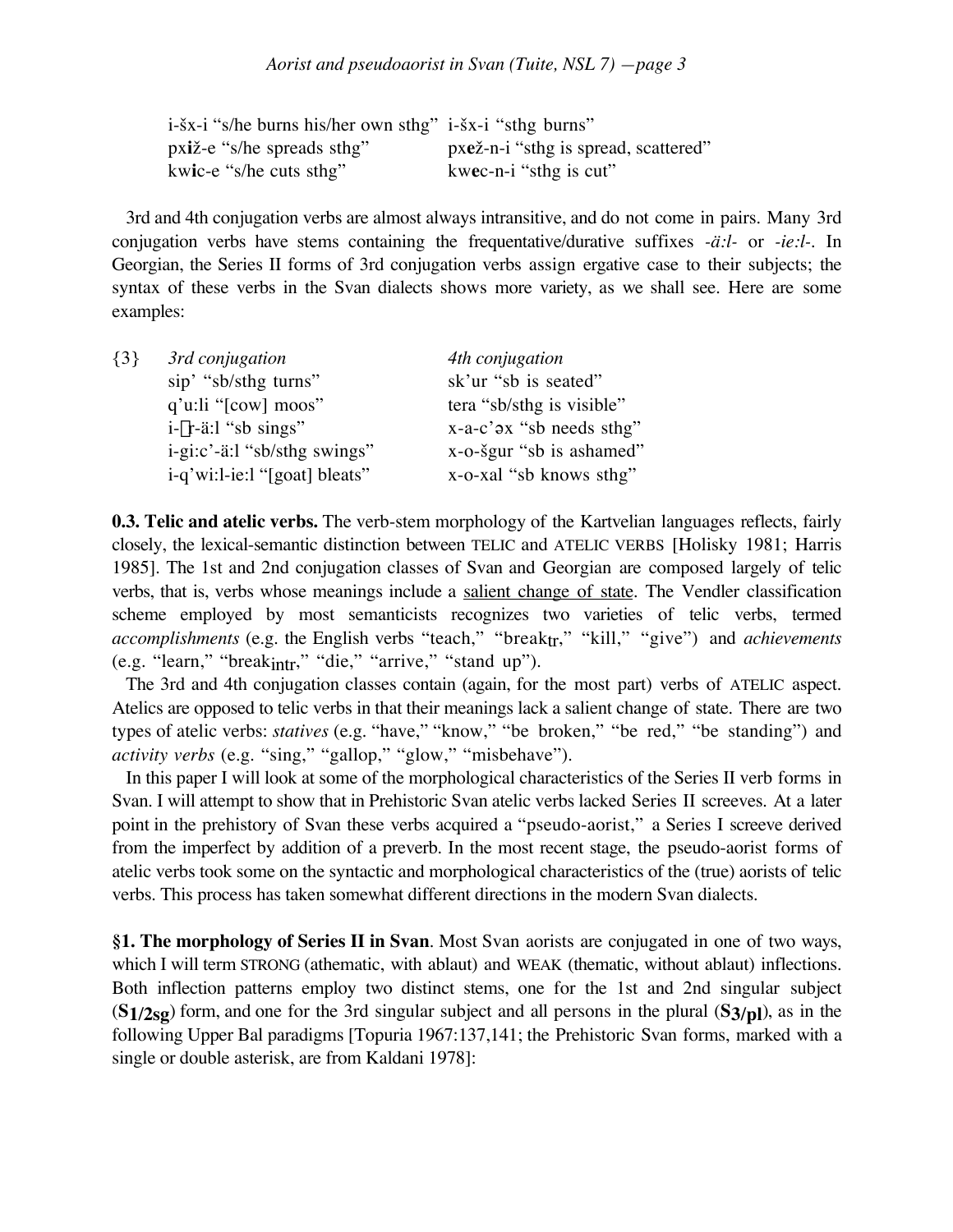| | |
|---|---|
| i-šx-i "s/he burns his/her own sthg" | i-šx-i "sthg burns" |
| px**i**ž-e "s/he spreads sthg" | px**e**ž-n-i "sthg is spread, scattered" |
| kw**i**c-e "s/he cuts sthg" | kw**e**c-n-i "sthg is cut" |

3rd and 4th conjugation verbs are almost always intransitive, and do not come in pairs. Many 3rd conjugation verbs have stems containing the frequentative/durative suffixes *-ä:l-* or *-ie:l-*. In Georgian, the Series II forms of 3rd conjugation verbs assign ergative case to their subjects; the syntax of these verbs in the Svan dialects shows more variety, as we shall see. Here are some examples:

| {3} | *3rd conjugation* | *4th conjugation* |
|---|---|---|
| | sip' "sb/sthg turns" | sk'ur "sb is seated" |
| | q'u:li "[cow] moos" | tera "sb/sthg is visible" |
| | i-□r-ä:l "sb sings" | x-a-c'əx "sb needs sthg" |
| | i-gi:c'-ä:l "sb/sthg swings" | x-o-šgur "sb is ashamed" |
| | i-q'wi:l-ie:l "[goat] bleats" | x-o-xal "sb knows sthg" |

**0.3. Telic and atelic verbs.** The verb-stem morphology of the Kartvelian languages reflects, fairly closely, the lexical-semantic distinction between TELIC and ATELIC VERBS [Holisky 1981; Harris 1985]. The 1st and 2nd conjugation classes of Svan and Georgian are composed largely of telic verbs, that is, verbs whose meanings include a <u>salient change of state</u>. The Vendler classification scheme employed by most semanticists recognizes two varieties of telic verbs, termed *accomplishments* (e.g. the English verbs "teach," "break$_{tr}$," "kill," "give") and *achievements* (e.g. "learn," "break$_{intr}$," "die," "arrive," "stand up").

The 3rd and 4th conjugation classes contain (again, for the most part) verbs of ATELIC aspect. Atelics are opposed to telic verbs in that their meanings lack a salient change of state. There are two types of atelic verbs: *statives* (e.g. "have," "know," "be broken," "be red," "be standing") and *activity verbs* (e.g. "sing," "gallop," "glow," "misbehave").

In this paper I will look at some of the morphological characteristics of the Series II verb forms in Svan. I will attempt to show that in Prehistoric Svan atelic verbs lacked Series II screeves. At a later point in the prehistory of Svan these verbs acquired a "pseudo-aorist," a Series I screeve derived from the imperfect by addition of a preverb. In the most recent stage, the pseudo-aorist forms of atelic verbs took some on the syntactic and morphological characteristics of the (true) aorists of telic verbs. This process has taken somewhat different directions in the modern Svan dialects.

**§1. The morphology of Series II in Svan**. Most Svan aorists are conjugated in one of two ways, which I will term STRONG (athematic, with ablaut) and WEAK (thematic, without ablaut) inflections. Both inflection patterns employ two distinct stems, one for the 1st and 2nd singular subject (**$S_{1/2sg}$**) form, and one for the 3rd singular subject and all persons in the plural (**$S_{3/pl}$**), as in the following Upper Bal paradigms [Topuria 1967:137,141; the Prehistoric Svan forms, marked with a single or double asterisk, are from Kaldani 1978]: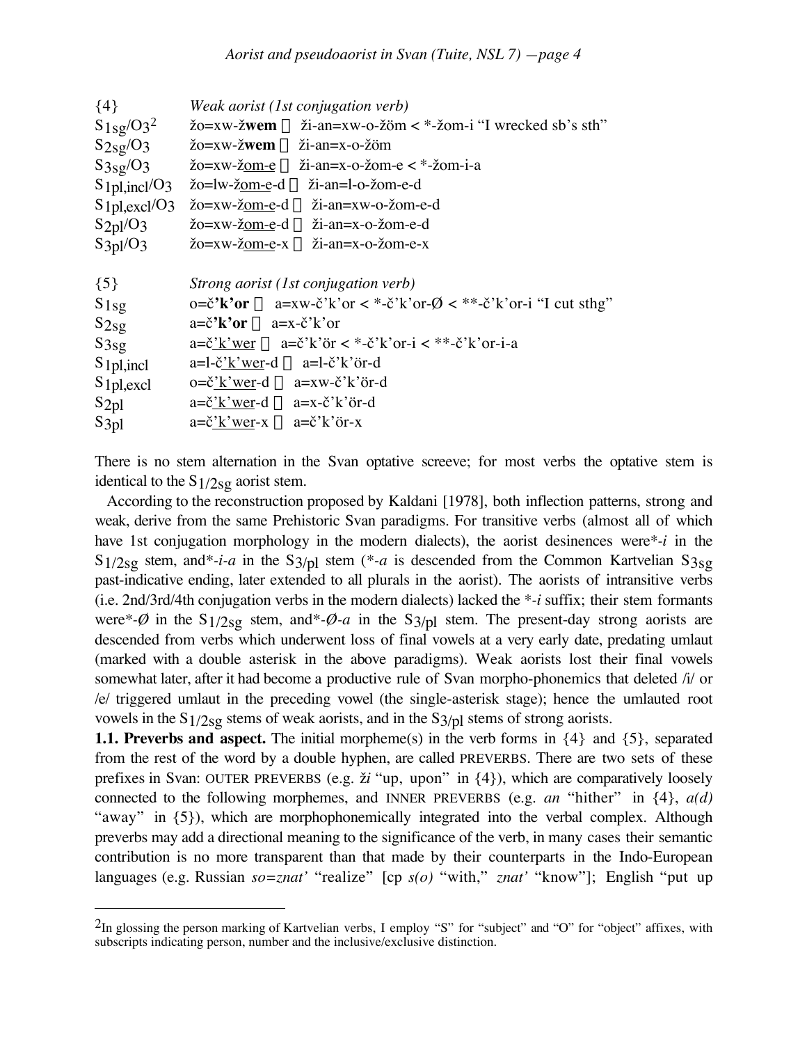| {4} | *Weak aorist (1st conjugation verb)* |
|---|---|
| $S_{1sg}/O_3$[2] | žo=xw-ž**wem**  ži-an=xw-o-žöm < *-žom-i "I wrecked sb's sth" |
| $S_{2sg}/O_3$ | žo=xw-ž**wem**  ži-an=x-o-žöm |
| $S_{3sg}/O_3$ | žo=xw-ž<u>om-e</u>  ži-an=x-o-žom-e < *-žom-i-a |
| $S_{1pl,incl}/O_3$ | žo=lw-ž<u>om-e</u>-d  ži-an=l-o-žom-e-d |
| $S_{1pl,excl}/O_3$ | žo=xw-ž<u>om-e</u>-d  ži-an=xw-o-žom-e-d |
| $S_{2pl}/O_3$ | žo=xw-ž<u>om-e</u>-d  ži-an=x-o-žom-e-d |
| $S_{3pl}/O_3$ | žo=xw-ž<u>om-e</u>-x  ži-an=x-o-žom-e-x |

| {5} | *Strong aorist (1st conjugation verb)* |
|---|---|
| $S_{1sg}$ | o=č**'k'or**  a=xw-č'k'or < *-č'k'or-Ø < **-č'k'or-i "I cut sthg" |
| $S_{2sg}$ | a=č**'k'or**  a=x-č'k'or |
| $S_{3sg}$ | a=č<u>'k'wer</u>  a=č'k'ör < *-č'k'or-i < **-č'k'or-i-a |
| $S_{1pl,incl}$ | a=l-č<u>'k'wer</u>-d  a=l-č'k'ör-d |
| $S_{1pl,excl}$ | o=č<u>'k'wer</u>-d  a=xw-č'k'ör-d |
| $S_{2pl}$ | a=č<u>'k'wer</u>-d  a=x-č'k'ör-d |
| $S_{3pl}$ | a=č<u>'k'wer</u>-x  a=č'k'ör-x |

There is no stem alternation in the Svan optative screeve; for most verbs the optative stem is identical to the $S_{1/2sg}$ aorist stem.

According to the reconstruction proposed by Kaldani [1978], both inflection patterns, strong and weak, derive from the same Prehistoric Svan paradigms. For transitive verbs (almost all of which have 1st conjugation morphology in the modern dialects), the aorist desinences were *\*-i* in the $S_{1/2sg}$ stem, and *\*-i-a* in the $S_{3/pl}$ stem (*\*-a* is descended from the Common Kartvelian $S_{3sg}$ past-indicative ending, later extended to all plurals in the aorist). The aorists of intransitive verbs (i.e. 2nd/3rd/4th conjugation verbs in the modern dialects) lacked the *\*-i* suffix; their stem formants were *\*-Ø* in the $S_{1/2sg}$ stem, and *\*-Ø-a* in the $S_{3/pl}$ stem. The present-day strong aorists are descended from verbs which underwent loss of final vowels at a very early date, predating umlaut (marked with a double asterisk in the above paradigms). Weak aorists lost their final vowels somewhat later, after it had become a productive rule of Svan morpho-phonemics that deleted /i/ or /e/ triggered umlaut in the preceding vowel (the single-asterisk stage); hence the umlauted root vowels in the $S_{1/2sg}$ stems of weak aorists, and in the $S_{3/pl}$ stems of strong aorists.

**1.1. Preverbs and aspect.** The initial morpheme(s) in the verb forms in {4} and {5}, separated from the rest of the word by a double hyphen, are called PREVERBS. There are two sets of these prefixes in Svan: OUTER PREVERBS (e.g. *ži* "up, upon" in {4}), which are comparatively loosely connected to the following morphemes, and INNER PREVERBS (e.g. *an* "hither" in {4}, *a(d)* "away" in {5}), which are morphophonemically integrated into the verbal complex. Although preverbs may add a directional meaning to the significance of the verb, in many cases their semantic contribution is no more transparent than that made by their counterparts in the Indo-European languages (e.g. Russian *so=znat'* "realize" [cp *s(o)* "with," *znat'* "know"]; English "put up

[2]In glossing the person marking of Kartvelian verbs, I employ "S" for "subject" and "O" for "object" affixes, with subscripts indicating person, number and the inclusive/exclusive distinction.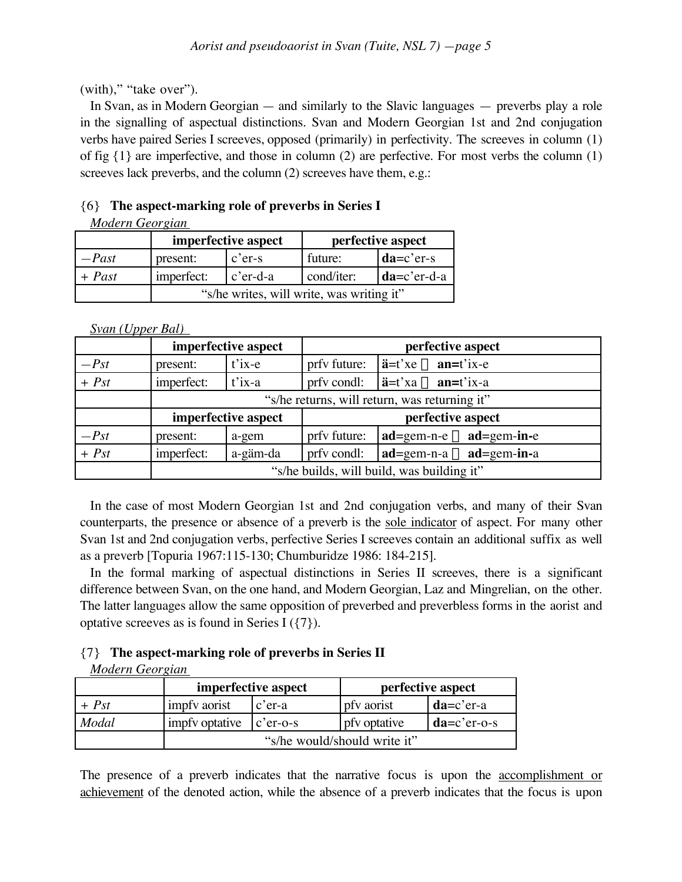(with)," "take over").

In Svan, as in Modern Georgian — and similarly to the Slavic languages — preverbs play a role in the signalling of aspectual distinctions. Svan and Modern Georgian 1st and 2nd conjugation verbs have paired Series I screeves, opposed (primarily) in perfectivity. The screeves in column (1) of fig {1} are imperfective, and those in column (2) are perfective. For most verbs the column (1) screeves lack preverbs, and the column (2) screeves have them, e.g.:

{6} **The aspect-marking role of preverbs in Series I**

Modern Georgian

| | **imperfective aspect** | | **perfective aspect** | |
|---|---|---|---|---|
| *−Past* | present: | c'er-s | future: | **da**=c'er-s |
| *+ Past* | imperfect: | c'er-d-a | cond/iter: | **da**=c'er-d-a |
| | "s/he writes, will write, was writing it" | | | |

Svan (Upper Bal)

| | **imperfective aspect** | | **perfective aspect** | |
|---|---|---|---|---|
| *−Pst* | present: | t'ix-e | prfv future: | **ä**=t'xe ~ **an=**t'ix-e |
| *+ Pst* | imperfect: | t'ix-a | prfv condl: | **ä**=t'xa ~ **an=**t'ix-a |
| | "s/he returns, will return, was returning it" | | | |
| | **imperfective aspect** | | **perfective aspect** | |
| *−Pst* | present: | a-gem | prfv future: | **ad**=gem-n-e ~ **ad**=gem-**in-**e |
| *+ Pst* | imperfect: | a-gäm-da | prfv condl: | **ad**=gem-n-a ~ **ad**=gem-**in-**a |
| | "s/he builds, will build, was building it" | | | |

In the case of most Modern Georgian 1st and 2nd conjugation verbs, and many of their Svan counterparts, the presence or absence of a preverb is the sole indicator of aspect. For many other Svan 1st and 2nd conjugation verbs, perfective Series I screeves contain an additional suffix as well as a preverb [Topuria 1967:115-130; Chumburidze 1986: 184-215].

In the formal marking of aspectual distinctions in Series II screeves, there is a significant difference between Svan, on the one hand, and Modern Georgian, Laz and Mingrelian, on the other. The latter languages allow the same opposition of preverbed and preverbless forms in the aorist and optative screeves as is found in Series I ({7}).

{7} **The aspect-marking role of preverbs in Series II**

Modern Georgian

| | **imperfective aspect** | | **perfective aspect** | |
|---|---|---|---|---|
| *+ Pst* | impfv aorist | c'er-a | pfv aorist | **da**=c'er-a |
| *Modal* | impfv optative | c'er-o-s | pfv optative | **da**=c'er-o-s |
| | "s/he would/should write it" | | | |

The presence of a preverb indicates that the narrative focus is upon the accomplishment or achievement of the denoted action, while the absence of a preverb indicates that the focus is upon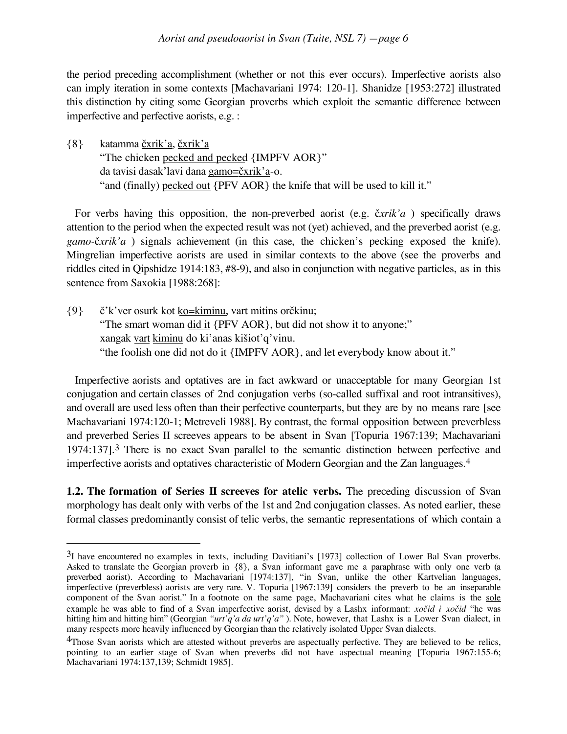the period <u>preceding</u> accomplishment (whether or not this ever occurs). Imperfective aorists also can imply iteration in some contexts [Machavariani 1974: 120-1]. Shanidze [1953:272] illustrated this distinction by citing some Georgian proverbs which exploit the semantic difference between imperfective and perfective aorists, e.g. :

{8} katamma <u>čxrik'a</u>, <u>čxrik'a</u>
"The chicken <u>pecked and pecked</u> {IMPFV AOR}"
da tavisi dasak'lavi dana <u>gamo=čxrik'a</u>-o.
"and (finally) <u>pecked out</u> {PFV AOR} the knife that will be used to kill it."

For verbs having this opposition, the non-preverbed aorist (e.g. *čxrik'a* ) specifically draws attention to the period when the expected result was not (yet) achieved, and the preverbed aorist (e.g. *gamo-čxrik'a* ) signals achievement (in this case, the chicken's pecking exposed the knife). Mingrelian imperfective aorists are used in similar contexts to the above (see the proverbs and riddles cited in Qipshidze 1914:183, #8-9), and also in conjunction with negative particles, as in this sentence from Saxokia [1988:268]:

{9} č'k'ver osurk kot <u>ko=kiminu</u>, vart mitins orčkinu;
"The smart woman <u>did it</u> {PFV AOR}, but did not show it to anyone;"
xangak <u>vart</u> <u>kiminu</u> do ki'anas kišiot'q'vinu.
"the foolish one <u>did not do it</u> {IMPFV AOR}, and let everybody know about it."

Imperfective aorists and optatives are in fact awkward or unacceptable for many Georgian 1st conjugation and certain classes of 2nd conjugation verbs (so-called suffixal and root intransitives), and overall are used less often than their perfective counterparts, but they are by no means rare [see Machavariani 1974:120-1; Metreveli 1988]. By contrast, the formal opposition between preverbless and preverbed Series II screeves appears to be absent in Svan [Topuria 1967:139; Machavariani 1974:137].[3] There is no exact Svan parallel to the semantic distinction between perfective and imperfective aorists and optatives characteristic of Modern Georgian and the Zan languages.[4]

**1.2. The formation of Series II screeves for atelic verbs.** The preceding discussion of Svan morphology has dealt only with verbs of the 1st and 2nd conjugation classes. As noted earlier, these formal classes predominantly consist of telic verbs, the semantic representations of which contain a

---

[3] I have encountered no examples in texts, including Davitiani's [1973] collection of Lower Bal Svan proverbs. Asked to translate the Georgian proverb in {8}, a Svan informant gave me a paraphrase with only one verb (a preverbed aorist). According to Machavariani [1974:137], "in Svan, unlike the other Kartvelian languages, imperfective (preverbless) aorists are very rare. V. Topuria [1967:139] considers the preverb to be an inseparable component of the Svan aorist." In a footnote on the same page, Machavariani cites what he claims is the <u>sole</u> example he was able to find of a Svan imperfective aorist, devised by a Lashx informant: *xočid i xočid* "he was hitting him and hitting him" (Georgian *"urt'q'a da urt'q'a"* ). Note, however, that Lashx is a Lower Svan dialect, in many respects more heavily influenced by Georgian than the relatively isolated Upper Svan dialects.

[4] Those Svan aorists which are attested without preverbs are aspectually perfective. They are believed to be relics, pointing to an earlier stage of Svan when preverbs did not have aspectual meaning [Topuria 1967:155-6; Machavariani 1974:137,139; Schmidt 1985].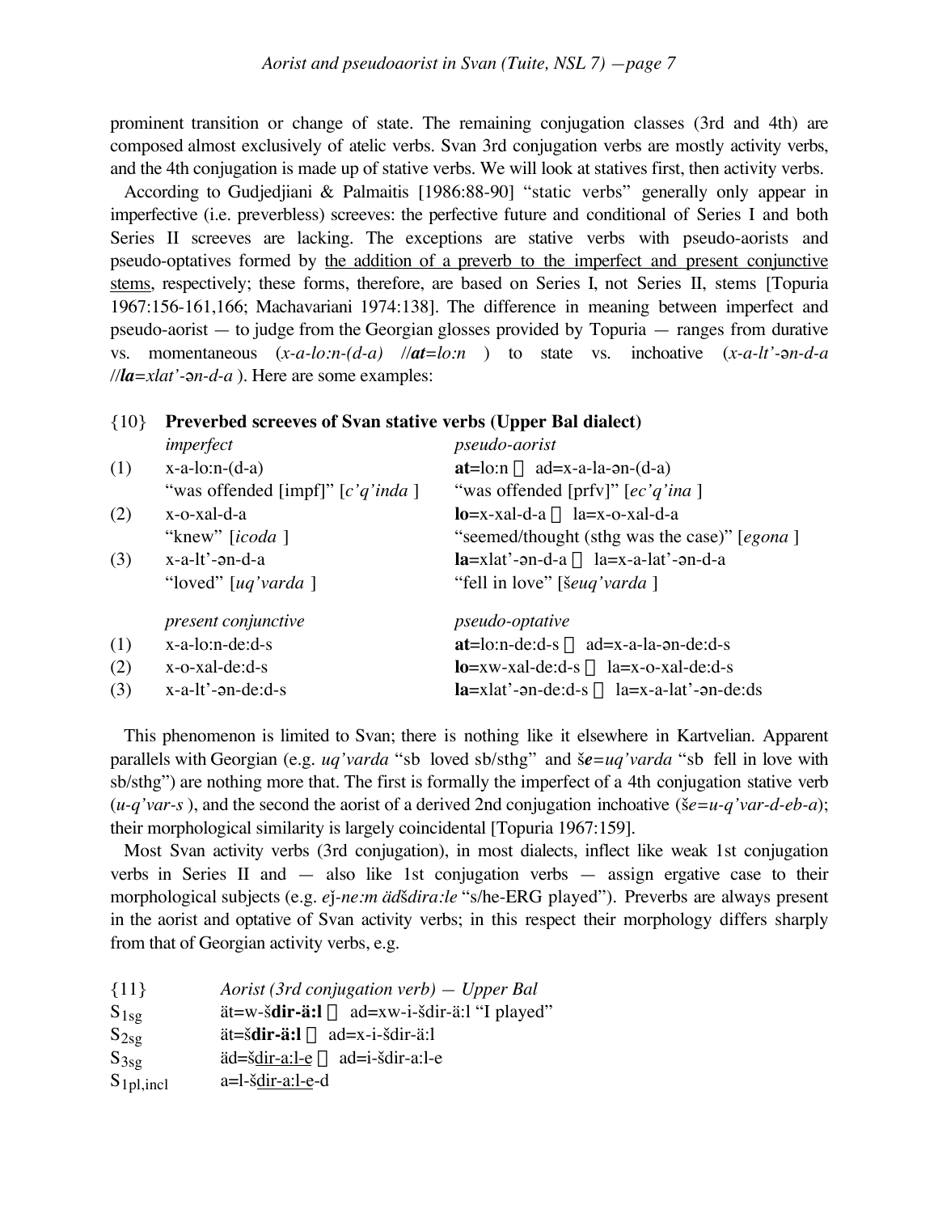prominent transition or change of state. The remaining conjugation classes (3rd and 4th) are composed almost exclusively of atelic verbs. Svan 3rd conjugation verbs are mostly activity verbs, and the 4th conjugation is made up of stative verbs. We will look at statives first, then activity verbs.

According to Gudjedjiani & Palmaitis [1986:88-90] "static verbs" generally only appear in imperfective (i.e. preverbless) screeves: the perfective future and conditional of Series I and both Series II screeves are lacking. The exceptions are stative verbs with pseudo-aorists and pseudo-optatives formed by <u>the addition of a preverb to the imperfect and present conjunctive stems</u>, respectively; these forms, therefore, are based on Series I, not Series II, stems [Topuria 1967:156-161,166; Machavariani 1974:138]. The difference in meaning between imperfect and pseudo-aorist — to judge from the Georgian glosses provided by Topuria — ranges from durative vs. momentaneous (*x-a-lo:n-(d-a)* //***at****=lo:n* ) to state vs. inchoative (*x-a-lt'-ən-d-a* //***la****=xlat'-ən-d-a* ). Here are some examples:

{10} **Preverbed screeves of Svan stative verbs (Upper Bal dialect)**

| | *imperfect* | *pseudo-aorist* |
|---|---|---|
| (1) | x-a-lo:n-(d-a) | **at**=lo:n ~ ad=x-a-la-ən-(d-a) |
| | "was offended [impf]" [*c'q'inda* ] | "was offended [prfv]" [*ec'q'ina* ] |
| (2) | x-o-xal-d-a | **lo**=x-xal-d-a ~ la=x-o-xal-d-a |
| | "knew" [*icoda* ] | "seemed/thought (sthg was the case)" [*egona* ] |
| (3) | x-a-lt'-ən-d-a | **la**=xlat'-ən-d-a ~ la=x-a-lat'-ən-d-a |
| | "loved" [*uq'varda* ] | "fell in love" [*šeuq'varda* ] |
| | *present conjunctive* | *pseudo-optative* |
| (1) | x-a-lo:n-de:d-s | **at**=lo:n-de:d-s ~ ad=x-a-la-ən-de:d-s |
| (2) | x-o-xal-de:d-s | **lo**=xw-xal-de:d-s ~ la=x-o-xal-de:d-s |
| (3) | x-a-lt'-ən-de:d-s | **la**=xlat'-ən-de:d-s ~ la=x-a-lat'-ən-de:ds |

This phenomenon is limited to Svan; there is nothing like it elsewhere in Kartvelian. Apparent parallels with Georgian (e.g. *uq'varda* "sb loved sb/sthg" and *š**e**=uq'varda* "sb fell in love with sb/sthg") are nothing more that. The first is formally the imperfect of a 4th conjugation stative verb (*u-q'var-s* ), and the second the aorist of a derived 2nd conjugation inchoative (*še=u-q'var-d-eb-a*); their morphological similarity is largely coincidental [Topuria 1967:159].

Most Svan activity verbs (3rd conjugation), in most dialects, inflect like weak 1st conjugation verbs in Series II and — also like 1st conjugation verbs — assign ergative case to their morphological subjects (e.g. *eǰ-ne:m ädšdira:le* "s/he-ERG played"). Preverbs are always present in the aorist and optative of Svan activity verbs; in this respect their morphology differs sharply from that of Georgian activity verbs, e.g.

{11} *Aorist (3rd conjugation verb) — Upper Bal*

| | |
|---|---|
| $S_{1sg}$ | ät=w-š**dir-ä:l** ~ ad=xw-i-šdir-ä:l "I played" |
| $S_{2sg}$ | ät=š**dir-ä:l** ~ ad=x-i-šdir-ä:l |
| $S_{3sg}$ | äd=š<u>dir-a:l-e</u> ~ ad=i-šdir-a:l-e |
| $S_{1pl,incl}$ | a=l-š<u>dir-a:l-e</u>-d |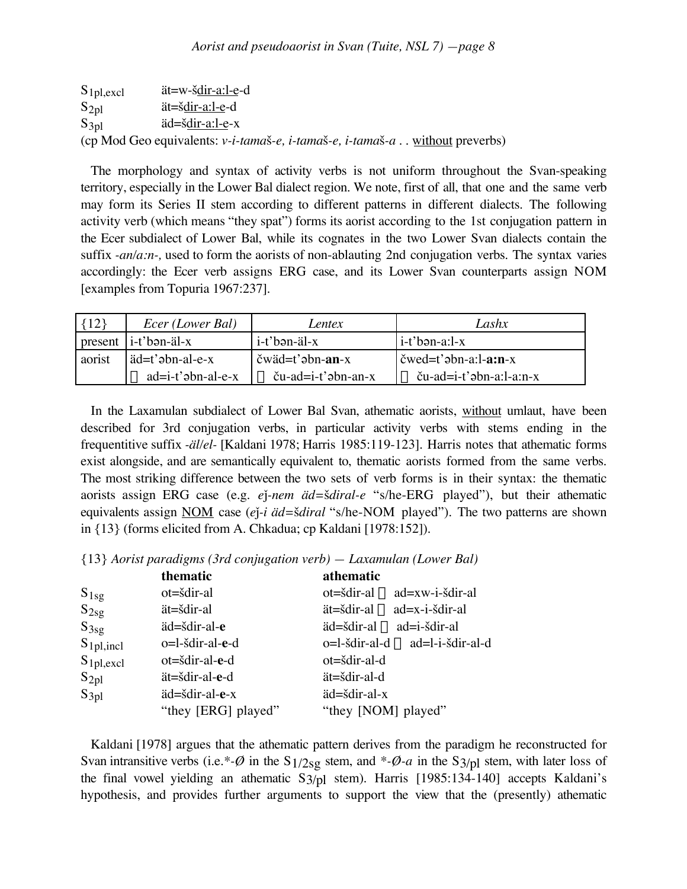| | |
|---|---|
| $S_{1pl,excl}$ | ät=w-šdir-a:l-e-d |
| $S_{2pl}$ | ät=šdir-a:l-e-d |
| $S_{3pl}$ | äd=šdir-a:l-e-x |

(cp Mod Geo equivalents: *v-i-tamaš-e, i-tamaš-e, i-tamaš-a* . . without preverbs)

The morphology and syntax of activity verbs is not uniform throughout the Svan-speaking territory, especially in the Lower Bal dialect region. We note, first of all, that one and the same verb may form its Series II stem according to different patterns in different dialects. The following activity verb (which means "they spat") forms its aorist according to the 1st conjugation pattern in the Ecer subdialect of Lower Bal, while its cognates in the two Lower Svan dialects contain the suffix *-an/a:n-,* used to form the aorists of non-ablauting 2nd conjugation verbs. The syntax varies accordingly: the Ecer verb assigns ERG case, and its Lower Svan counterparts assign NOM [examples from Topuria 1967:237].

| {12} | *Ecer (Lower Bal)* | *Lentex* | *Lashx* |
|---|---|---|---|
| present | i-t'bən-äl-x | i-t'bən-äl-x | i-t'bən-a:l-x |
| aorist | äd=t'əbn-al-e-x | čwäd=t'əbn-**an**-x | čwed=t'əbn-a:l-**a:n**-x |
| | ad=i-t'əbn-al-e-x | ču-ad=i-t'əbn-an-x | ču-ad=i-t'əbn-a:l-a:n-x |

In the Laxamulan subdialect of Lower Bal Svan, athematic aorists, without umlaut, have been described for 3rd conjugation verbs, in particular activity verbs with stems ending in the frequentitive suffix *-äl/el-* [Kaldani 1978; Harris 1985:119-123]. Harris notes that athematic forms exist alongside, and are semantically equivalent to, thematic aorists formed from the same verbs. The most striking difference between the two sets of verb forms is in their syntax: the thematic aorists assign ERG case (e.g. *eǰ-nem äd=šdiral-e* "s/he-ERG played"), but their athematic equivalents assign NOM case (*eǰ-i äd=šdiral* "s/he-NOM played"). The two patterns are shown in {13} (forms elicited from A. Chkadua; cp Kaldani [1978:152]).

{13} *Aorist paradigms (3rd conjugation verb) — Laxamulan (Lower Bal)*

| | **thematic** | **athematic** |
|---|---|---|
| $S_{1sg}$ | ot=šdir-al | ot=šdir-al ad=xw-i-šdir-al |
| $S_{2sg}$ | ät=šdir-al | ät=šdir-al ad=x-i-šdir-al |
| $S_{3sg}$ | äd=šdir-al-**e** | äd=šdir-al ad=i-šdir-al |
| $S_{1pl,incl}$ | o=l-šdir-al-**e**-d | o=l-šdir-al-d ad=l-i-šdir-al-d |
| $S_{1pl,excl}$ | ot=šdir-al-**e**-d | ot=šdir-al-d |
| $S_{2pl}$ | ät=šdir-al-**e**-d | ät=šdir-al-d |
| $S_{3pl}$ | äd=šdir-al-**e**-x | äd=šdir-al-x |
| | "they [ERG] played" | "they [NOM] played" |

Kaldani [1978] argues that the athematic pattern derives from the paradigm he reconstructed for Svan intransitive verbs (i.e.*-Ø in the $S_{1/2sg}$ stem, and *-Ø-a in the $S_{3/pl}$ stem, with later loss of the final vowel yielding an athematic $S_{3/pl}$ stem). Harris [1985:134-140] accepts Kaldani's hypothesis, and provides further arguments to support the view that the (presently) athematic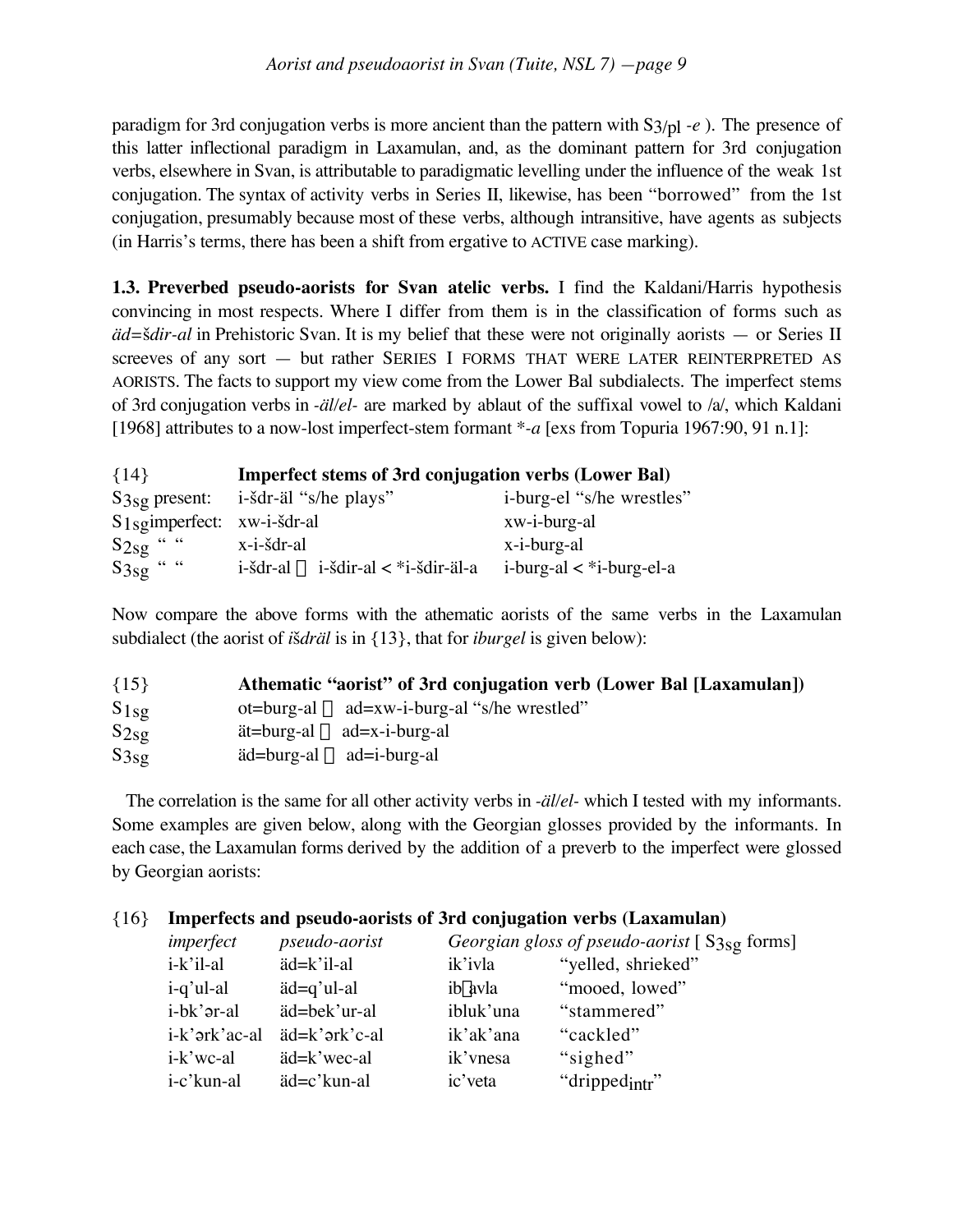paradigm for 3rd conjugation verbs is more ancient than the pattern with $S_{3/pl}$ *-e* ). The presence of this latter inflectional paradigm in Laxamulan, and, as the dominant pattern for 3rd conjugation verbs, elsewhere in Svan, is attributable to paradigmatic levelling under the influence of the weak 1st conjugation. The syntax of activity verbs in Series II, likewise, has been "borrowed" from the 1st conjugation, presumably because most of these verbs, although intransitive, have agents as subjects (in Harris's terms, there has been a shift from ergative to ACTIVE case marking).

**1.3. Preverbed pseudo-aorists for Svan atelic verbs.** I find the Kaldani/Harris hypothesis convincing in most respects. Where I differ from them is in the classification of forms such as *äd=šdir-al* in Prehistoric Svan. It is my belief that these were not originally aorists — or Series II screeves of any sort — but rather SERIES I FORMS THAT WERE LATER REINTERPRETED AS AORISTS. The facts to support my view come from the Lower Bal subdialects. The imperfect stems of 3rd conjugation verbs in *-äl/el-* are marked by ablaut of the suffixal vowel to /a/, which Kaldani [1968] attributes to a now-lost imperfect-stem formant *\*-a* [exs from Topuria 1967:90, 91 n.1]:

| {14} | **Imperfect stems of 3rd conjugation verbs (Lower Bal)** | |
|---|---|---|
| $S_{3sg}$ present: | i-šdr-äl "s/he plays" | i-burg-el "s/he wrestles" |
| $S_{1sg}$ imperfect: | xw-i-šdr-al | xw-i-burg-al |
| $S_{2sg}$ " " | x-i-šdr-al | x-i-burg-al |
| $S_{3sg}$ " " | i-šdr-al  i-šdir-al < \*i-šdir-äl-a | i-burg-al < \*i-burg-el-a |

Now compare the above forms with the athematic aorists of the same verbs in the Laxamulan subdialect (the aorist of *išdräl* is in {13}, that for *iburgel* is given below):

| {15} | **Athematic "aorist" of 3rd conjugation verb (Lower Bal [Laxamulan])** |
|---|---|
| $S_{1sg}$ | ot=burg-al  ad=xw-i-burg-al "s/he wrestled" |
| $S_{2sg}$ | ät=burg-al  ad=x-i-burg-al |
| $S_{3sg}$ | äd=burg-al  ad=i-burg-al |

The correlation is the same for all other activity verbs in *-äl/el-* which I tested with my informants. Some examples are given below, along with the Georgian glosses provided by the informants. In each case, the Laxamulan forms derived by the addition of a preverb to the imperfect were glossed by Georgian aorists:

{16} **Imperfects and pseudo-aorists of 3rd conjugation verbs (Laxamulan)**

| *imperfect* | *pseudo-aorist* | *Georgian gloss of pseudo-aorist* [ $S_{3sg}$ forms] | |
|---|---|---|---|
| i-k'il-al | äd=k'il-al | ik'ivla | "yelled, shrieked" |
| i-q'ul-al | äd=q'ul-al | ibγavla | "mooed, lowed" |
| i-bk'ər-al | äd=bek'ur-al | ibluk'una | "stammered" |
| i-k'ərk'ac-al | äd=k'ərk'c-al | ik'ak'ana | "cackled" |
| i-k'wc-al | äd=k'wec-al | ik'vnesa | "sighed" |
| i-c'kun-al | äd=c'kun-al | ic'veta | "dripped$_{intr}$" |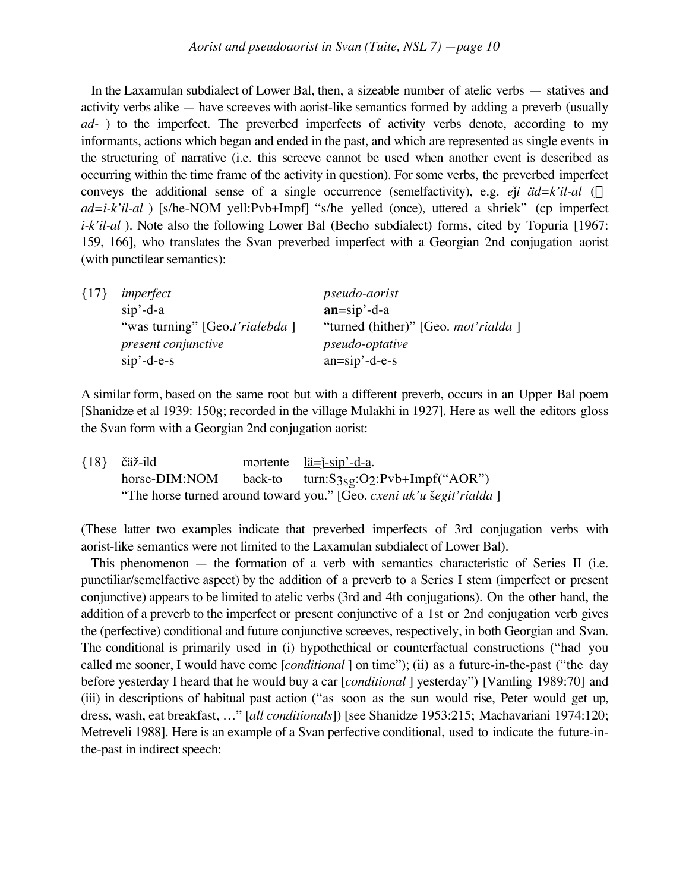In the Laxamulan subdialect of Lower Bal, then, a sizeable number of atelic verbs — statives and activity verbs alike — have screeves with aorist-like semantics formed by adding a preverb (usually *ad-* ) to the imperfect. The preverbed imperfects of activity verbs denote, according to my informants, actions which began and ended in the past, and which are represented as single events in the structuring of narrative (i.e. this screeve cannot be used when another event is described as occurring within the time frame of the activity in question). For some verbs, the preverbed imperfect conveys the additional sense of a <u>single occurrence</u> (semelfactivity), e.g. *eǰi äd=k'il-al* (  *ad=i-k'il-al* ) [s/he-NOM yell:Pvb+Impf] "s/he yelled (once), uttered a shriek" (cp imperfect *i-k'il-al* ). Note also the following Lower Bal (Becho subdialect) forms, cited by Topuria [1967: 159, 166], who translates the Svan preverbed imperfect with a Georgian 2nd conjugation aorist (with punctilear semantics):

| {17} | *imperfect* | *pseudo-aorist* |
|---|---|---|
| | sip'-d-a | **an**=sip'-d-a |
| | "was turning" [Geo.*t'rialebda* ] | "turned (hither)" [Geo. *mot'rialda* ] |
| | *present conjunctive* | *pseudo-optative* |
| | sip'-d-e-s | an=sip'-d-e-s |

A similar form, based on the same root but with a different preverb, occurs in an Upper Bal poem [Shanidze et al 1939: 150g; recorded in the village Mulakhi in 1927]. Here as well the editors gloss the Svan form with a Georgian 2nd conjugation aorist:

{18} čäž-ild mərtente <u>lä=j-sip'-d-a</u>.
horse-DIM:NOM back-to turn:$S_{3sg}$:$O_2$:Pvb+Impf("AOR")
"The horse turned around toward you." [Geo. *cxeni uk'u šegit'rialda* ]

(These latter two examples indicate that preverbed imperfects of 3rd conjugation verbs with aorist-like semantics were not limited to the Laxamulan subdialect of Lower Bal).

This phenomenon — the formation of a verb with semantics characteristic of Series II (i.e. punctiliar/semelfactive aspect) by the addition of a preverb to a Series I stem (imperfect or present conjunctive) appears to be limited to atelic verbs (3rd and 4th conjugations). On the other hand, the addition of a preverb to the imperfect or present conjunctive of a <u>1st or 2nd conjugation</u> verb gives the (perfective) conditional and future conjunctive screeves, respectively, in both Georgian and Svan. The conditional is primarily used in (i) hypothethical or counterfactual constructions ("had you called me sooner, I would have come [*conditional* ] on time"); (ii) as a future-in-the-past ("the day before yesterday I heard that he would buy a car [*conditional* ] yesterday") [Vamling 1989:70] and (iii) in descriptions of habitual past action ("as soon as the sun would rise, Peter would get up, dress, wash, eat breakfast, …" [*all conditionals*]) [see Shanidze 1953:215; Machavariani 1974:120; Metreveli 1988]. Here is an example of a Svan perfective conditional, used to indicate the future-in-the-past in indirect speech: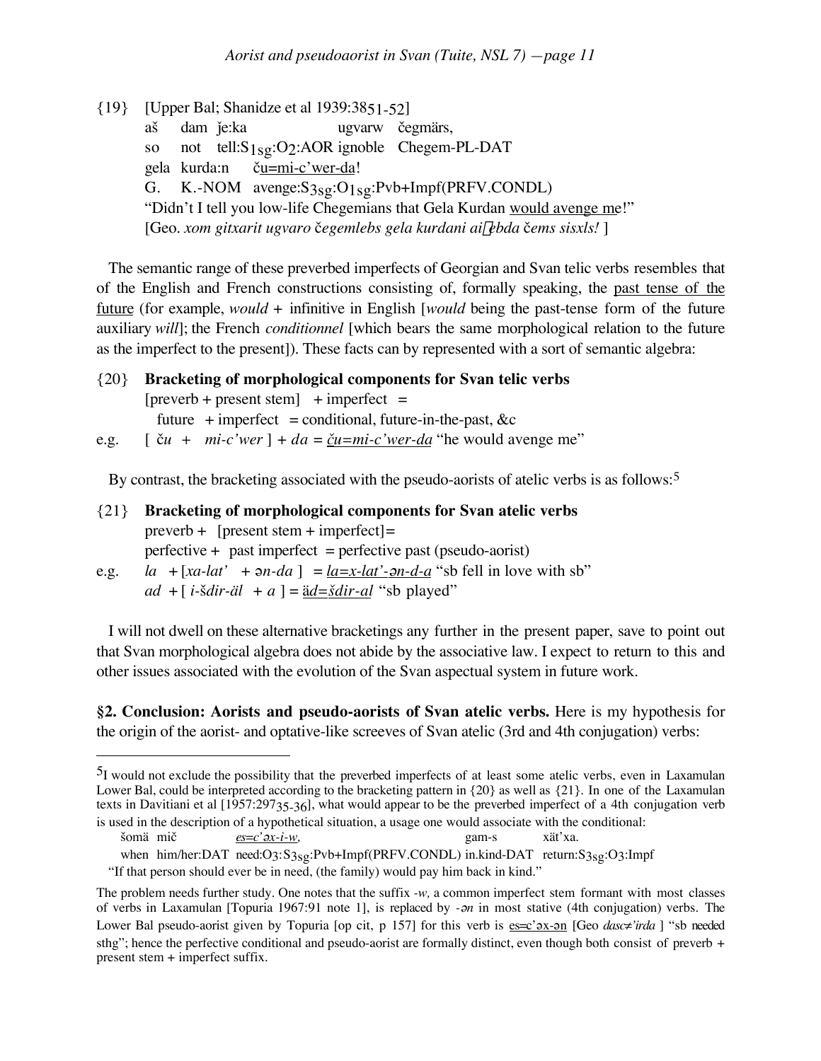{19} [Upper Bal; Shanidze et al 1939:38[51-52]]

aš dam ǰe:ka ugvarw čegmärs,
so not tell:$S_{1sg}$:$O_2$:AOR ignoble Chegem-PL-DAT
gela kurda:n č<u>u=mi-c'wer-da</u>!
G. K.-NOM avenge:$S_{3sg}$:$O_{1sg}$:Pvb+Impf(PRFV.CONDL)

"Didn't I tell you low-life Chegemians that Gela Kurdan <u>would avenge me</u>!"

[Geo. *xom gitxarit ugvaro* č*egemlebs gela kurdani ai*ǰ*ebda* č*ems sisxls!* ]

The semantic range of these preverbed imperfects of Georgian and Svan telic verbs resembles that of the English and French constructions consisting of, formally speaking, the <u>past tense of the future</u> (for example, *would* + infinitive in English [*would* being the past-tense form of the future auxiliary *will*]; the French *conditionnel* [which bears the same morphological relation to the future as the imperfect to the present]). These facts can by represented with a sort of semantic algebra:

{20} **Bracketing of morphological components for Svan telic verbs**

[preverb + present stem] + imperfect =
future + imperfect = conditional, future-in-the-past, &c

e.g. [ č*u* + *mi-c'wer* ] + *da* = <u>*ču=mi-c'wer-da*</u> "he would avenge me"

By contrast, the bracketing associated with the pseudo-aorists of atelic verbs is as follows:[5]

{21} **Bracketing of morphological components for Svan atelic verbs**

preverb + [present stem + imperfect]=
perfective + past imperfect = perfective past (pseudo-aorist)

e.g. *la* + [*xa-lat'* + *ən-da* ] = <u>*la=x-lat'-ən-d-a*</u> "sb fell in love with sb"
*ad* + [ *i-šdir-äl* + *a* ] = <u>*äd=šdir-al*</u> "sb played"

I will not dwell on these alternative bracketings any further in the present paper, save to point out that Svan morphological algebra does not abide by the associative law. I expect to return to this and other issues associated with the evolution of the Svan aspectual system in future work.

**§2. Conclusion: Aorists and pseudo-aorists of Svan atelic verbs.** Here is my hypothesis for the origin of the aorist- and optative-like screeves of Svan atelic (3rd and 4th conjugation) verbs:

---

[5] I would not exclude the possibility that the preverbed imperfects of at least some atelic verbs, even in Laxamulan Lower Bal, could be interpreted according to the bracketing pattern in {20} as well as {21}. In one of the Laxamulan texts in Davitiani et al [1957:297[35-36]], what would appear to be the preverbed imperfect of a 4th conjugation verb is used in the description of a hypothetical situation, a usage one would associate with the conditional:

šomä mič <u>*es=c'əx-i-w,*</u> gam-s xät'xa.
when him/her:DAT need:$O_3$:$S_{3sg}$:Pvb+Impf(PRFV.CONDL) in.kind-DAT return:$S_{3sg}$:$O_3$:Impf
"If that person should ever be in need, (the family) would pay him back in kind."

The problem needs further study. One notes that the suffix *-w,* a common imperfect stem formant with most classes of verbs in Laxamulan [Topuria 1967:91 note 1], is replaced by *-ən* in most stative (4th conjugation) verbs. The Lower Bal pseudo-aorist given by Topuria [op cit, p 157] for this verb is <u>es=c'əx-ən</u> [Geo *dasc≠'irda* ] "sb needed sthg"; hence the perfective conditional and pseudo-aorist are formally distinct, even though both consist of preverb + present stem + imperfect suffix.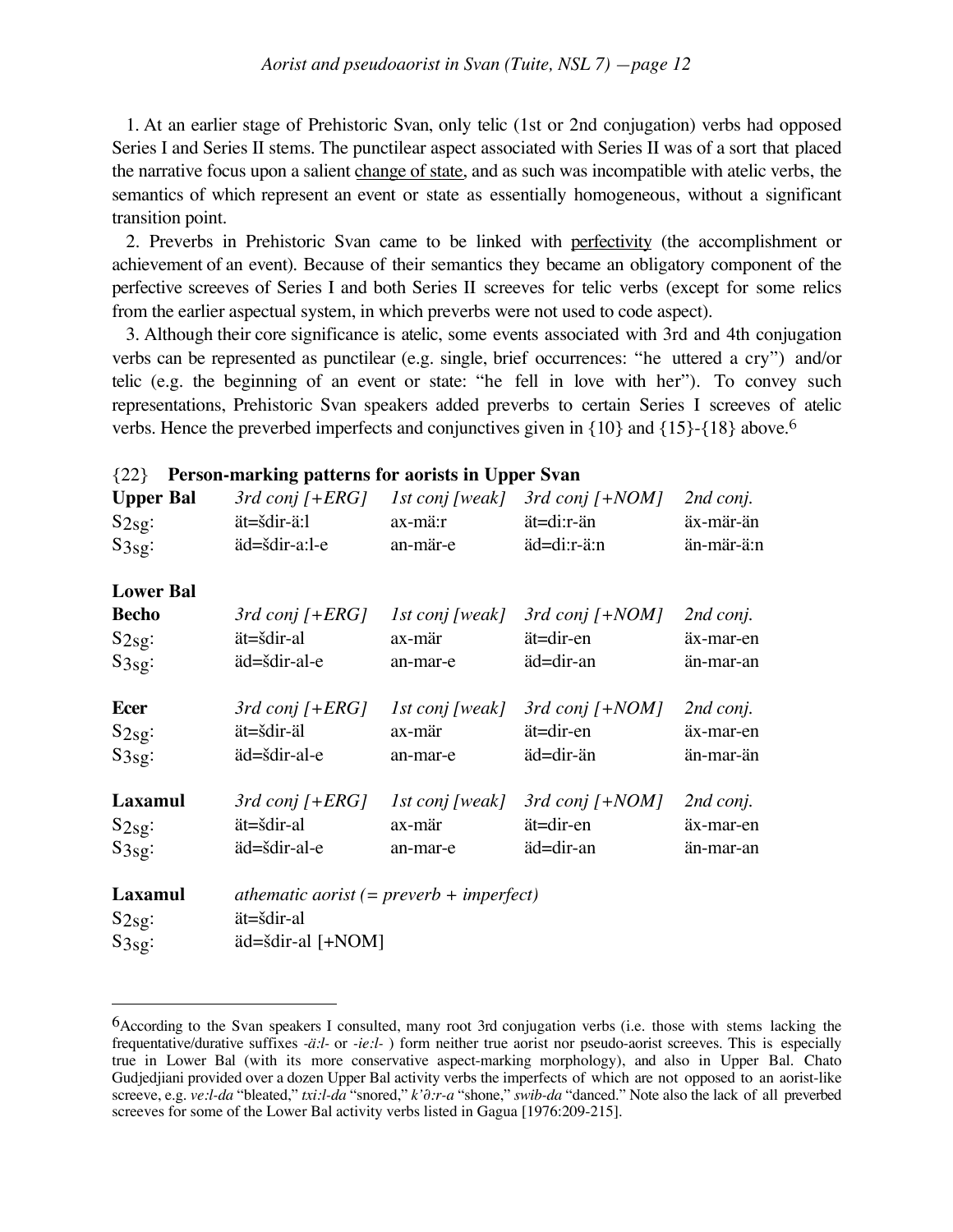1. At an earlier stage of Prehistoric Svan, only telic (1st or 2nd conjugation) verbs had opposed Series I and Series II stems. The punctilear aspect associated with Series II was of a sort that placed the narrative focus upon a salient change of state, and as such was incompatible with atelic verbs, the semantics of which represent an event or state as essentially homogeneous, without a significant transition point.

2. Preverbs in Prehistoric Svan came to be linked with perfectivity (the accomplishment or achievement of an event). Because of their semantics they became an obligatory component of the perfective screeves of Series I and both Series II screeves for telic verbs (except for some relics from the earlier aspectual system, in which preverbs were not used to code aspect).

3. Although their core significance is atelic, some events associated with 3rd and 4th conjugation verbs can be represented as punctilear (e.g. single, brief occurrences: "he uttered a cry") and/or telic (e.g. the beginning of an event or state: "he fell in love with her"). To convey such representations, Prehistoric Svan speakers added preverbs to certain Series I screeves of atelic verbs. Hence the preverbed imperfects and conjunctives given in {10} and {15}-{18} above.[6]

{22} **Person-marking patterns for aorists in Upper Svan**

| **Upper Bal** | *3rd conj [+ERG]* | *1st conj [weak]* | *3rd conj [+NOM]* | *2nd conj.* |
|---|---|---|---|---|
| $S_{2sg}$: | ät=šdir-ä:l | ax-mä:r | ät=di:r-än | äx-mär-än |
| $S_{3sg}$: | äd=šdir-a:l-e | an-mär-e | äd=di:r-ä:n | än-mär-ä:n |
| **Lower Bal** | | | | |
| **Becho** | *3rd conj [+ERG]* | *1st conj [weak]* | *3rd conj [+NOM]* | *2nd conj.* |
| $S_{2sg}$: | ät=šdir-al | ax-mär | ät=dir-en | äx-mar-en |
| $S_{3sg}$: | äd=šdir-al-e | an-mar-e | äd=dir-an | än-mar-an |
| **Ecer** | *3rd conj [+ERG]* | *1st conj [weak]* | *3rd conj [+NOM]* | *2nd conj.* |
| $S_{2sg}$: | ät=šdir-äl | ax-mär | ät=dir-en | äx-mar-en |
| $S_{3sg}$: | äd=šdir-al-e | an-mar-e | äd=dir-än | än-mar-än |
| **Laxamul** | *3rd conj [+ERG]* | *1st conj [weak]* | *3rd conj [+NOM]* | *2nd conj.* |
| $S_{2sg}$: | ät=šdir-al | ax-mär | ät=dir-en | äx-mar-en |
| $S_{3sg}$: | äd=šdir-al-e | an-mar-e | äd=dir-an | än-mar-an |
| **Laxamul** | *athematic aorist (= preverb + imperfect)* | | | |
| $S_{2sg}$: | ät=šdir-al | | | |
| $S_{3sg}$: | äd=šdir-al [+NOM] | | | |

[6] According to the Svan speakers I consulted, many root 3rd conjugation verbs (i.e. those with stems lacking the frequentative/durative suffixes *-ä:l-* or *-ie:l-* ) form neither true aorist nor pseudo-aorist screeves. This is especially true in Lower Bal (with its more conservative aspect-marking morphology), and also in Upper Bal. Chato Gudjedjiani provided over a dozen Upper Bal activity verbs the imperfects of which are not opposed to an aorist-like screeve, e.g. *ve:l-da* "bleated," *txi:l-da* "snored," *k'ə:r-a* "shone," *swib-da* "danced." Note also the lack of all preverbed screeves for some of the Lower Bal activity verbs listed in Gagua [1976:209-215].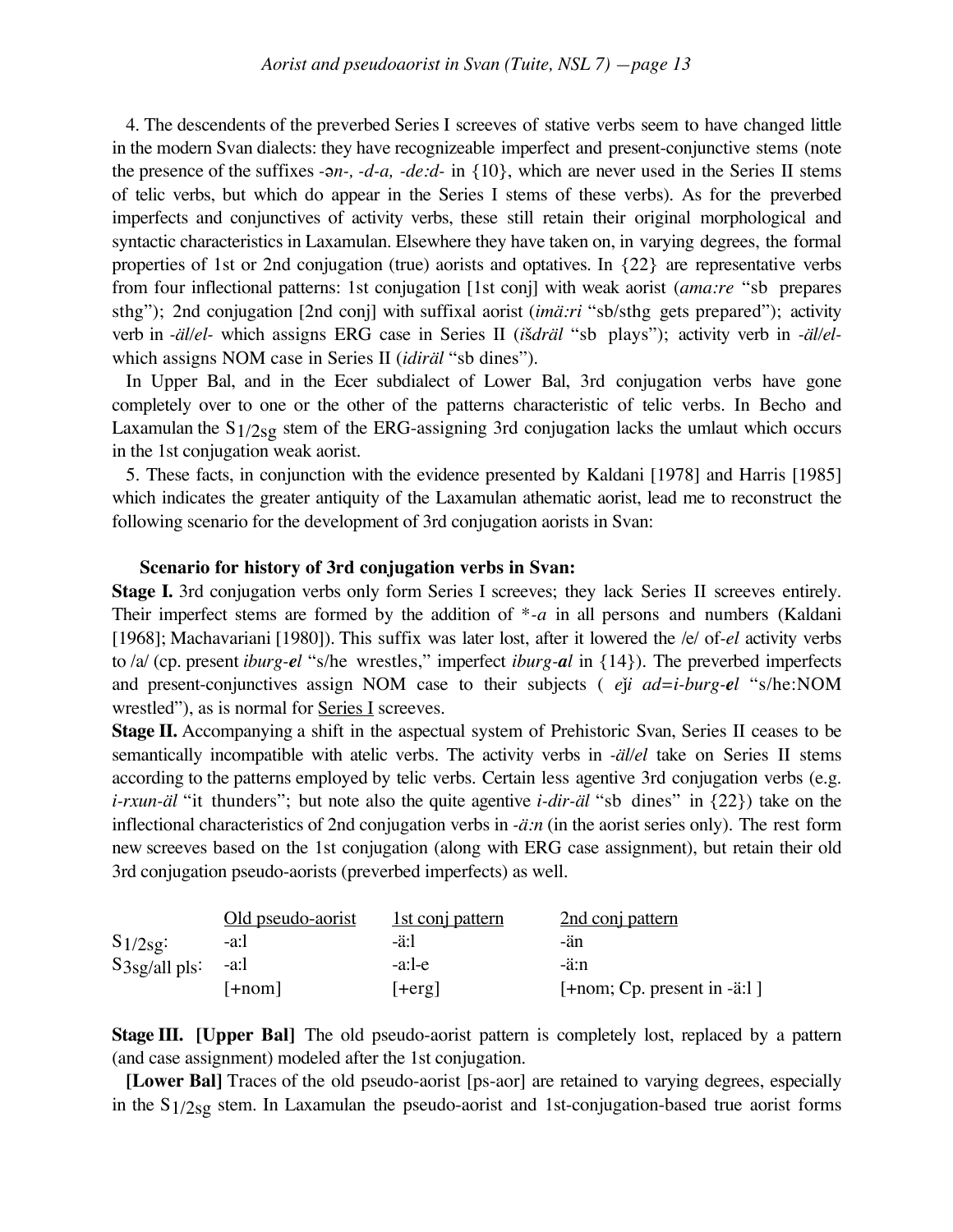4. The descendents of the preverbed Series I screeves of stative verbs seem to have changed little in the modern Svan dialects: they have recognizeable imperfect and present-conjunctive stems (note the presence of the suffixes *-ən-, -d-a, -de:d-* in {10}, which are never used in the Series II stems of telic verbs, but which do appear in the Series I stems of these verbs). As for the preverbed imperfects and conjunctives of activity verbs, these still retain their original morphological and syntactic characteristics in Laxamulan. Elsewhere they have taken on, in varying degrees, the formal properties of 1st or 2nd conjugation (true) aorists and optatives. In {22} are representative verbs from four inflectional patterns: 1st conjugation [1st conj] with weak aorist (*ama:re* "sb prepares sthg"); 2nd conjugation [2nd conj] with suffixal aorist (*imä:ri* "sb/sthg gets prepared"); activity verb in *-äl/el-* which assigns ERG case in Series II (*išdräl* "sb plays"); activity verb in *-äl/el-* which assigns NOM case in Series II (*idiräl* "sb dines").

In Upper Bal, and in the Ecer subdialect of Lower Bal, 3rd conjugation verbs have gone completely over to one or the other of the patterns characteristic of telic verbs. In Becho and Laxamulan the $S_{1/2sg}$ stem of the ERG-assigning 3rd conjugation lacks the umlaut which occurs in the 1st conjugation weak aorist.

5. These facts, in conjunction with the evidence presented by Kaldani [1978] and Harris [1985] which indicates the greater antiquity of the Laxamulan athematic aorist, lead me to reconstruct the following scenario for the development of 3rd conjugation aorists in Svan:

**Scenario for history of 3rd conjugation verbs in Svan:**

**Stage I.** 3rd conjugation verbs only form Series I screeves; they lack Series II screeves entirely. Their imperfect stems are formed by the addition of *\*-a* in all persons and numbers (Kaldani [1968]; Machavariani [1980]). This suffix was later lost, after it lowered the /e/ of *-el* activity verbs to /a/ (cp. present *iburg-**el*** "s/he wrestles," imperfect *iburg-**al*** in {14}). The preverbed imperfects and present-conjunctives assign NOM case to their subjects ( *eǰi ad=i-burg-**el*** "s/he:NOM wrestled"), as is normal for <u>Series I</u> screeves.

**Stage II.** Accompanying a shift in the aspectual system of Prehistoric Svan, Series II ceases to be semantically incompatible with atelic verbs. The activity verbs in *-äl/el* take on Series II stems according to the patterns employed by telic verbs. Certain less agentive 3rd conjugation verbs (e.g. *i-rxun-äl* "it thunders"; but note also the quite agentive *i-dir-äl* "sb dines" in {22}) take on the inflectional characteristics of 2nd conjugation verbs in *-ä:n* (in the aorist series only). The rest form new screeves based on the 1st conjugation (along with ERG case assignment), but retain their old 3rd conjugation pseudo-aorists (preverbed imperfects) as well.

| | <u>Old pseudo-aorist</u> | <u>1st conj pattern</u> | <u>2nd conj pattern</u> |
|---|---|---|---|
| $S_{1/2sg}$: | -a:l | -ä:l | -än |
| $S_{3sg/all\ pls}$: | -a:l | -a:l-e | -ä:n |
| | [+nom] | [+erg] | [+nom; Cp. present in -ä:l ] |

**Stage III. [Upper Bal]** The old pseudo-aorist pattern is completely lost, replaced by a pattern (and case assignment) modeled after the 1st conjugation.

**[Lower Bal]** Traces of the old pseudo-aorist [ps-aor] are retained to varying degrees, especially in the $S_{1/2sg}$ stem. In Laxamulan the pseudo-aorist and 1st-conjugation-based true aorist forms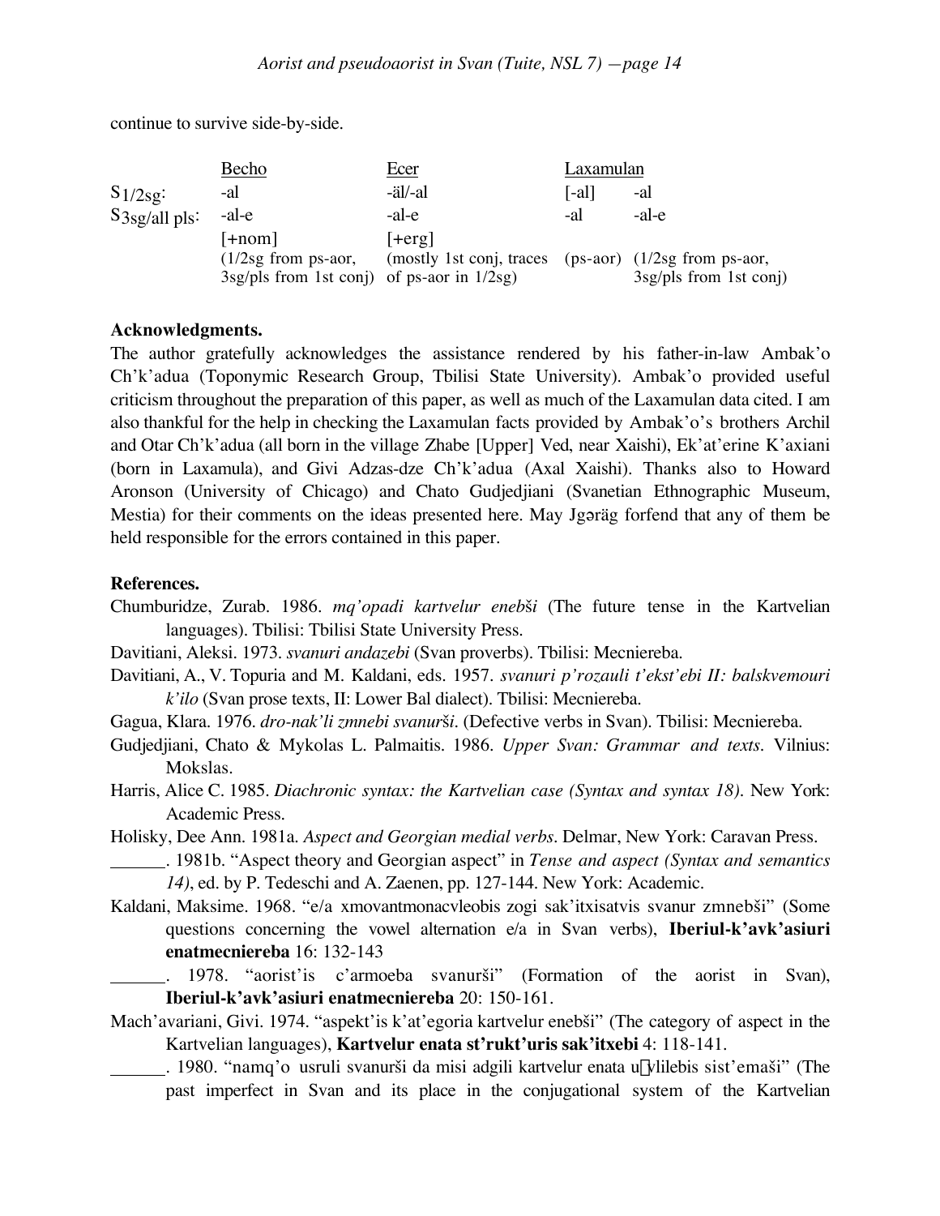continue to survive side-by-side.

| | Becho | Ecer | Laxamulan | |
|---|---|---|---|---|
| $S_{1/2sg}$: | -al | -äl/-al | [-al] | -al |
| $S_{3sg/all\ pls}$: | -al-e | -al-e | -al | -al-e |
| | [+nom] | [+erg] | | |
| | (1/2sg from ps-aor, 3sg/pls from 1st conj) | (mostly 1st conj, traces of ps-aor in 1/2sg) | (ps-aor) | (1/2sg from ps-aor, 3sg/pls from 1st conj) |

**Acknowledgments.**

The author gratefully acknowledges the assistance rendered by his father-in-law Ambak'o Ch'k'adua (Toponymic Research Group, Tbilisi State University). Ambak'o provided useful criticism throughout the preparation of this paper, as well as much of the Laxamulan data cited. I am also thankful for the help in checking the Laxamulan facts provided by Ambak'o's brothers Archil and Otar Ch'k'adua (all born in the village Zhabe [Upper] Ved, near Xaishi), Ek'at'erine K'axiani (born in Laxamula), and Givi Adzas-dze Ch'k'adua (Axal Xaishi). Thanks also to Howard Aronson (University of Chicago) and Chato Gudjedjiani (Svanetian Ethnographic Museum, Mestia) for their comments on the ideas presented here. May Jgəräg forfend that any of them be held responsible for the errors contained in this paper.

**References.**

Chumburidze, Zurab. 1986. *mq'opadi kartvelur enebši* (The future tense in the Kartvelian languages). Tbilisi: Tbilisi State University Press.

Davitiani, Aleksi. 1973. *svanuri andazebi* (Svan proverbs). Tbilisi: Mecniereba.

Davitiani, A., V. Topuria and M. Kaldani, eds. 1957. *svanuri p'rozauli t'ekst'ebi II: balskvemouri k'ilo* (Svan prose texts, II: Lower Bal dialect). Tbilisi: Mecniereba.

Gagua, Klara. 1976. *dro-nak'li zmnebi svanurši*. (Defective verbs in Svan). Tbilisi: Mecniereba.

Gudjedjiani, Chato & Mykolas L. Palmaitis. 1986. *Upper Svan: Grammar and texts*. Vilnius: Mokslas.

Harris, Alice C. 1985. *Diachronic syntax: the Kartvelian case (Syntax and syntax 18)*. New York: Academic Press.

Holisky, Dee Ann. 1981a. *Aspect and Georgian medial verbs*. Delmar, New York: Caravan Press.

______. 1981b. "Aspect theory and Georgian aspect" in *Tense and aspect (Syntax and semantics 14)*, ed. by P. Tedeschi and A. Zaenen, pp. 127-144. New York: Academic.

Kaldani, Maksime. 1968. "e/a xmovantmonacvleobis zogi sak'itxisatvis svanur zmnebši" (Some questions concerning the vowel alternation in e/a in Svan verbs), **Iberiul-k'avk'asiuri enatmecniereba** 16: 132-143

______. 1978. "aorist'is c'armoeba svanurši" (Formation of the aorist in Svan), **Iberiul-k'avk'asiuri enatmecniereba** 20: 150-161.

Mach'avariani, Givi. 1974. "aspekt'is k'at'egoria kartvelur enebši" (The category of aspect in the Kartvelian languages), **Kartvelur enata st'rukt'uris sak'itxebi** 4: 118-141.

______. 1980. "namq'o usruli svanurši da misi adgili kartvelur enata uγvlilebis sist'emaši" (The past imperfect in Svan and its place in the conjugational system of the Kartvelian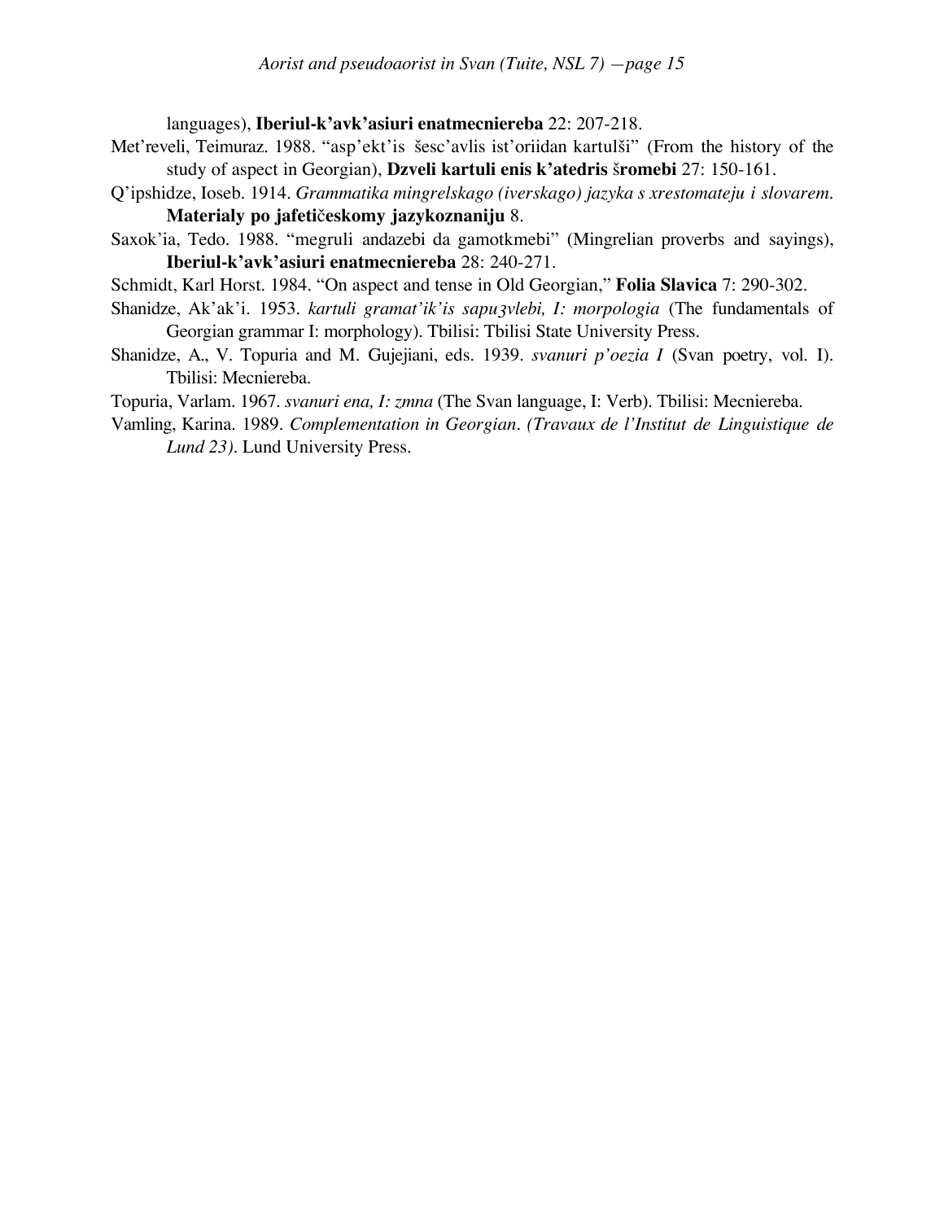languages), **Iberiul-k'avk'asiuri enatmecniereba** 22: 207-218.

Met'reveli, Teimuraz. 1988. "asp'ekt'is šesc'avlis ist'oriidan kartulši" (From the history of the study of aspect in Georgian), **Dzveli kartuli enis k'atedris** š**romebi** 27: 150-161.

Q'ipshidze, Ioseb. 1914. *Grammatika mingrelskago (iverskago) jazyka s xrestomateju i slovarem*. **Materialy po jafetičeskomy jazykoznaniju** 8.

Saxok'ia, Tedo. 1988. "megruli andazebi da gamotkmebi" (Mingrelian proverbs and sayings), **Iberiul-k'avk'asiuri enatmecniereba** 28: 240-271.

Schmidt, Karl Horst. 1984. "On aspect and tense in Old Georgian," **Folia Slavica** 7: 290-302.

Shanidze, Ak'ak'i. 1953. *kartuli gramat'ik'is sapuʒvlebi, I: morpologia* (The fundamentals of Georgian grammar I: morphology). Tbilisi: Tbilisi State University Press.

Shanidze, A., V. Topuria and M. Gujejiani, eds. 1939. *svanuri p'oezia I* (Svan poetry, vol. I). Tbilisi: Mecniereba.

Topuria, Varlam. 1967. *svanuri ena, I: zmna* (The Svan language, I: Verb). Tbilisi: Mecniereba.

Vamling, Karina. 1989. *Complementation in Georgian*. *(Travaux de l'Institut de Linguistique de Lund 23)*. Lund University Press.